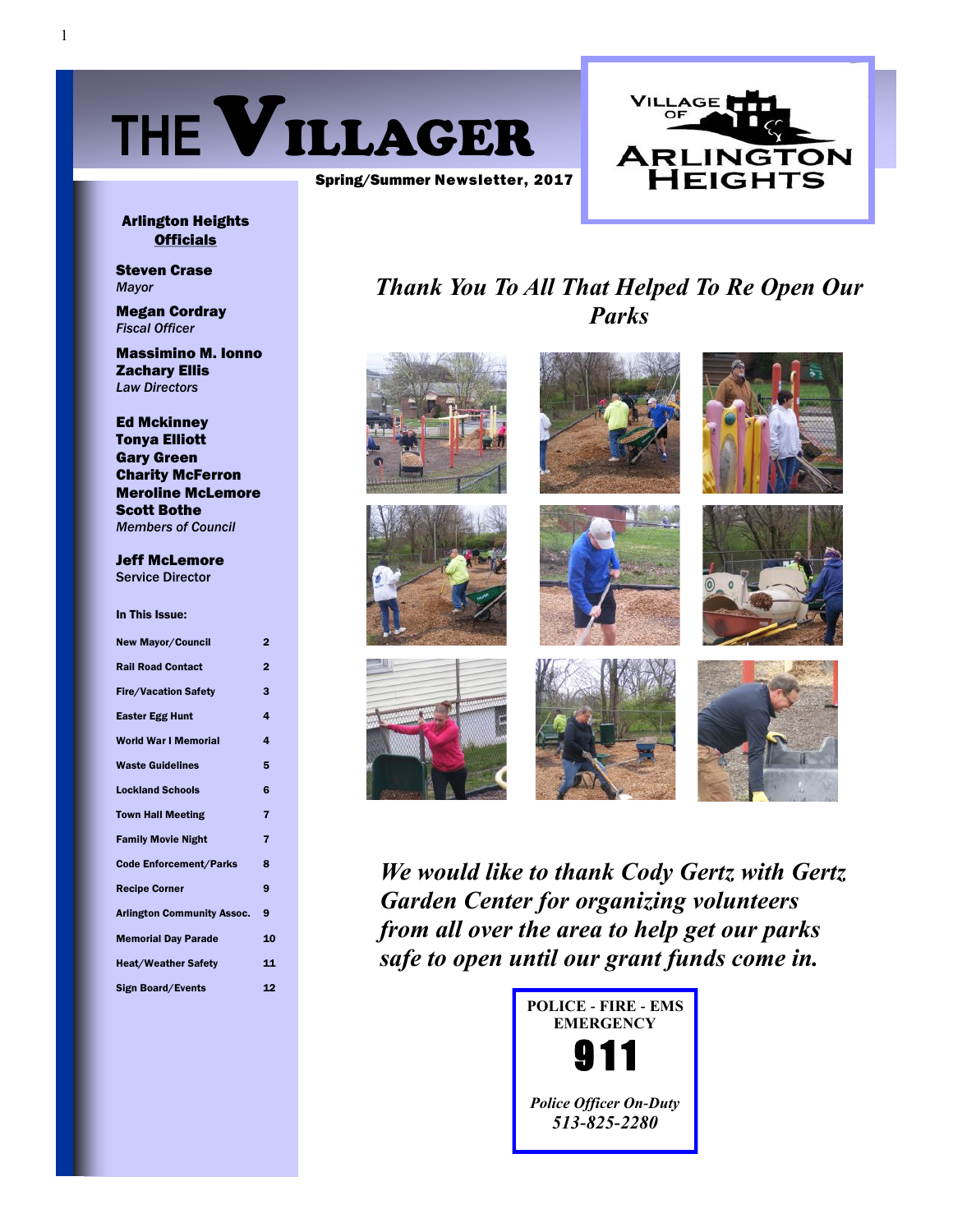# THE VILLAGER

Spring/Summer Newsletter, 2017

VILLAGE OF ARLINGTON HEIGHTS

**Arlington Heights Officials**

**Steven Crase**
*Mayor*

**Megan Cordray**
*Fiscal Officer*

**Massimino M. Ionno**
**Zachary Ellis**
*Law Directors*

**Ed Mckinney**
**Tonya Elliott**
**Gary Green**
**Charity McFerron**
**Meroline McLemore**
**Scott Bothe**
*Members of Council*

**Jeff McLemore**
Service Director

**In This Issue:**

| | |
|---|---|
| New Mayor/Council | 2 |
| Rail Road Contact | 2 |
| Fire/Vacation Safety | 3 |
| Easter Egg Hunt | 4 |
| World War I Memorial | 4 |
| Waste Guidelines | 5 |
| Lockland Schools | 6 |
| Town Hall Meeting | 7 |
| Family Movie Night | 7 |
| Code Enforcement/Parks | 8 |
| Recipe Corner | 9 |
| Arlington Community Assoc. | 9 |
| Memorial Day Parade | 10 |
| Heat/Weather Safety | 11 |
| Sign Board/Events | 12 |

## *Thank You To All That Helped To Re Open Our Parks*

*We would like to thank Cody Gertz with Gertz Garden Center for organizing volunteers from all over the area to help get our parks safe to open until our grant funds come in.*

**POLICE - FIRE - EMS EMERGENCY**

**911**

*Police Officer On-Duty*
*513-825-2280*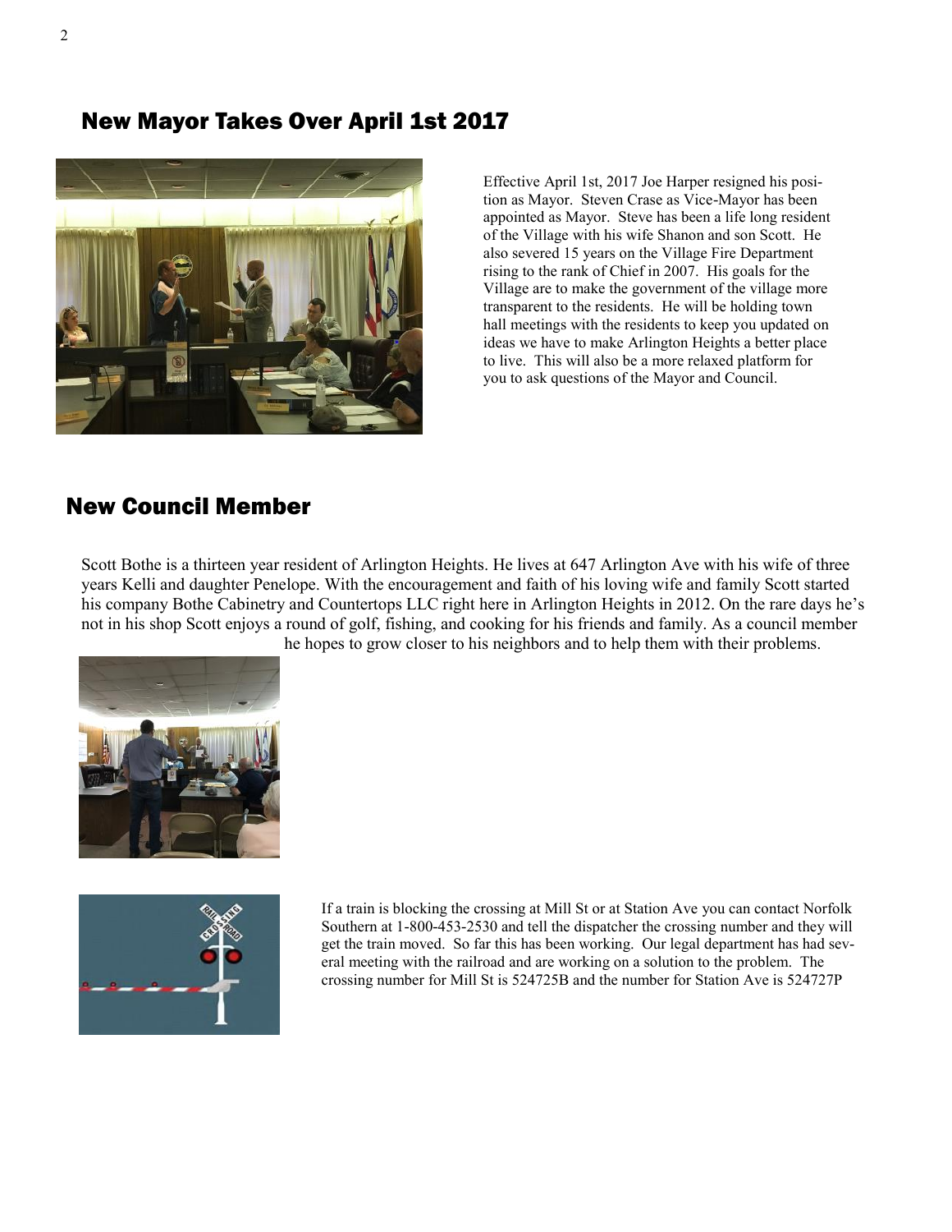## New Mayor Takes Over April 1st 2017

Effective April 1st, 2017 Joe Harper resigned his position as Mayor. Steven Crase as Vice-Mayor has been appointed as Mayor. Steve has been a life long resident of the Village with his wife Shanon and son Scott. He also severed 15 years on the Village Fire Department rising to the rank of Chief in 2007. His goals for the Village are to make the government of the village more transparent to the residents. He will be holding town hall meetings with the residents to keep you updated on ideas we have to make Arlington Heights a better place to live. This will also be a more relaxed platform for you to ask questions of the Mayor and Council.

## New Council Member

Scott Bothe is a thirteen year resident of Arlington Heights. He lives at 647 Arlington Ave with his wife of three years Kelli and daughter Penelope. With the encouragement and faith of his loving wife and family Scott started his company Bothe Cabinetry and Countertops LLC right here in Arlington Heights in 2012. On the rare days he's not in his shop Scott enjoys a round of golf, fishing, and cooking for his friends and family. As a council member he hopes to grow closer to his neighbors and to help them with their problems.

If a train is blocking the crossing at Mill St or at Station Ave you can contact Norfolk Southern at 1-800-453-2530 and tell the dispatcher the crossing number and they will get the train moved. So far this has been working. Our legal department has had several meeting with the railroad and are working on a solution to the problem. The crossing number for Mill St is 524725B and the number for Station Ave is 524727P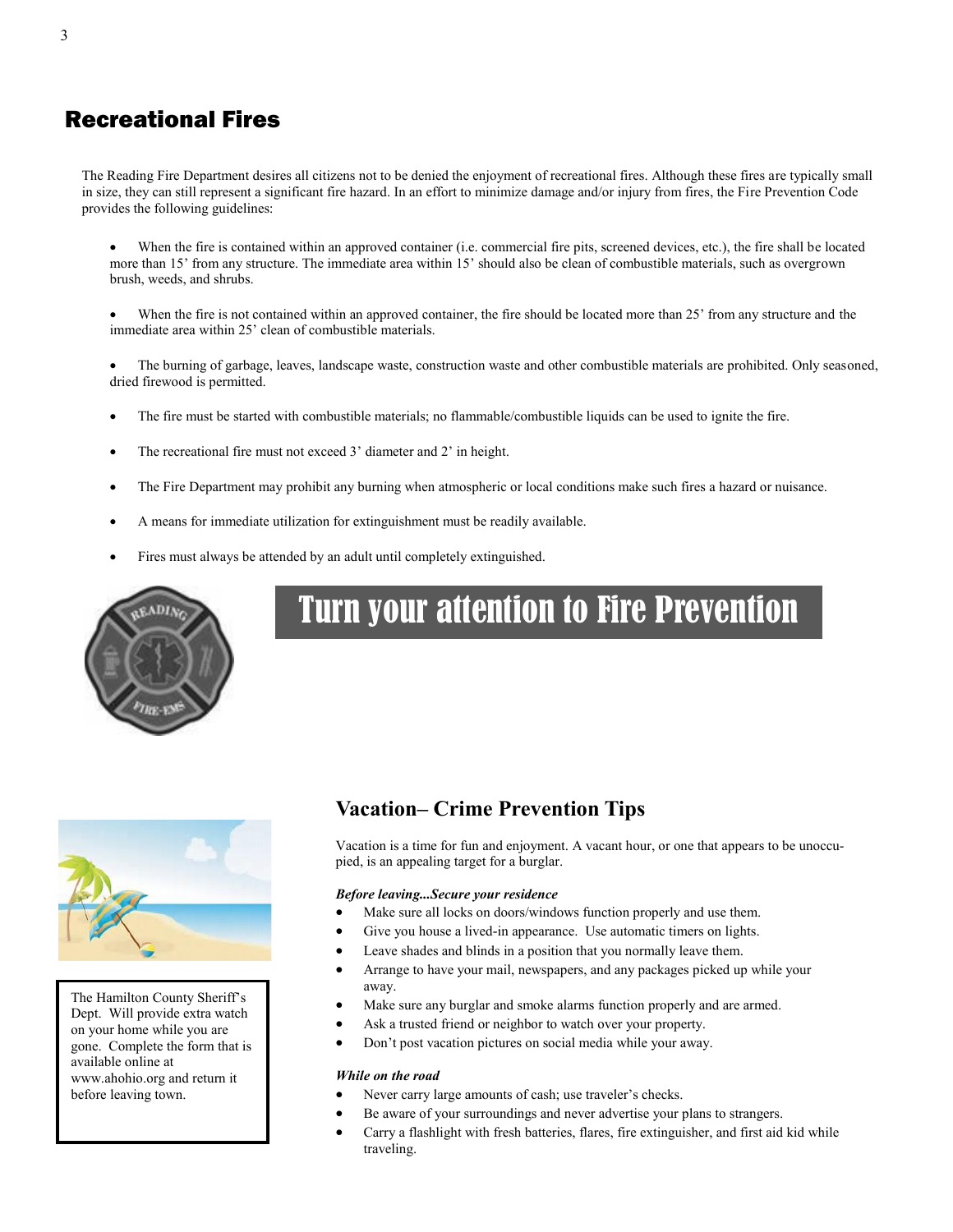## Recreational Fires

The Reading Fire Department desires all citizens not to be denied the enjoyment of recreational fires. Although these fires are typically small in size, they can still represent a significant fire hazard. In an effort to minimize damage and/or injury from fires, the Fire Prevention Code provides the following guidelines:

- When the fire is contained within an approved container (i.e. commercial fire pits, screened devices, etc.), the fire shall be located more than 15' from any structure. The immediate area within 15' should also be clean of combustible materials, such as overgrown brush, weeds, and shrubs.
- When the fire is not contained within an approved container, the fire should be located more than 25' from any structure and the immediate area within 25' clean of combustible materials.
- The burning of garbage, leaves, landscape waste, construction waste and other combustible materials are prohibited. Only seasoned, dried firewood is permitted.
- The fire must be started with combustible materials; no flammable/combustible liquids can be used to ignite the fire.
- The recreational fire must not exceed 3' diameter and 2' in height.
- The Fire Department may prohibit any burning when atmospheric or local conditions make such fires a hazard or nuisance.
- A means for immediate utilization for extinguishment must be readily available.
- Fires must always be attended by an adult until completely extinguished.

## Turn your attention to Fire Prevention

## Vacation– Crime Prevention Tips

Vacation is a time for fun and enjoyment. A vacant hour, or one that appears to be unoccupied, is an appealing target for a burglar.

***Before leaving...Secure your residence***

- Make sure all locks on doors/windows function properly and use them.
- Give you house a lived-in appearance. Use automatic timers on lights.
- Leave shades and blinds in a position that you normally leave them.
- Arrange to have your mail, newspapers, and any packages picked up while your away.
- Make sure any burglar and smoke alarms function properly and are armed.
- Ask a trusted friend or neighbor to watch over your property.
- Don't post vacation pictures on social media while your away.

***While on the road***

- Never carry large amounts of cash; use traveler's checks.
- Be aware of your surroundings and never advertise your plans to strangers.
- Carry a flashlight with fresh batteries, flares, fire extinguisher, and first aid kid while traveling.

The Hamilton County Sheriff's Dept. Will provide extra watch on your home while you are gone. Complete the form that is available online at www.ahohio.org and return it before leaving town.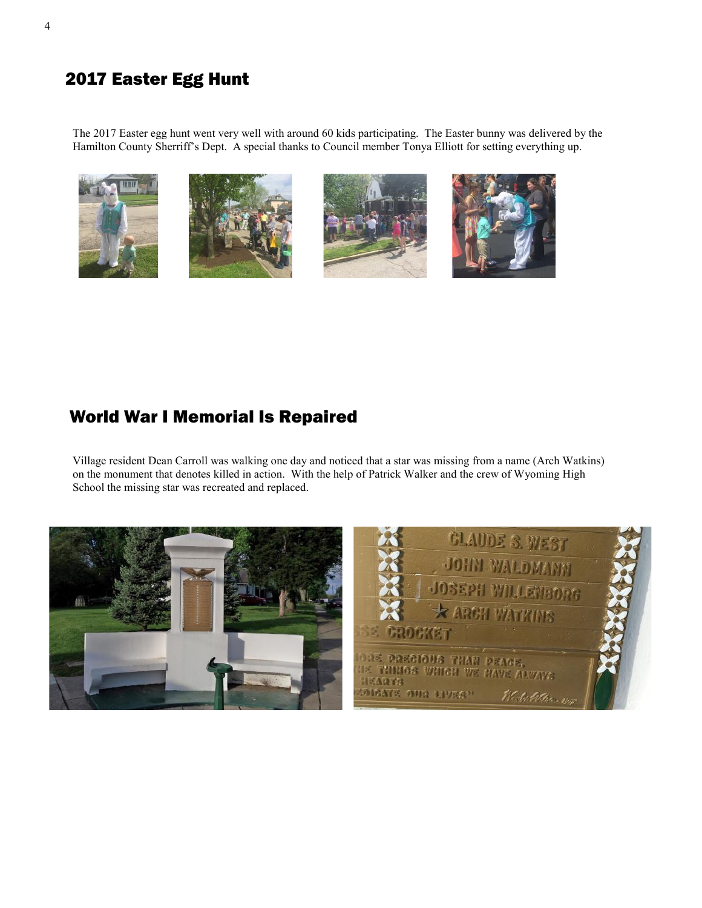## 2017 Easter Egg Hunt

The 2017 Easter egg hunt went very well with around 60 kids participating. The Easter bunny was delivered by the Hamilton County Sherriff's Dept. A special thanks to Council member Tonya Elliott for setting everything up.

## World War I Memorial Is Repaired

Village resident Dean Carroll was walking one day and noticed that a star was missing from a name (Arch Watkins) on the monument that denotes killed in action. With the help of Patrick Walker and the crew of Wyoming High School the missing star was recreated and replaced.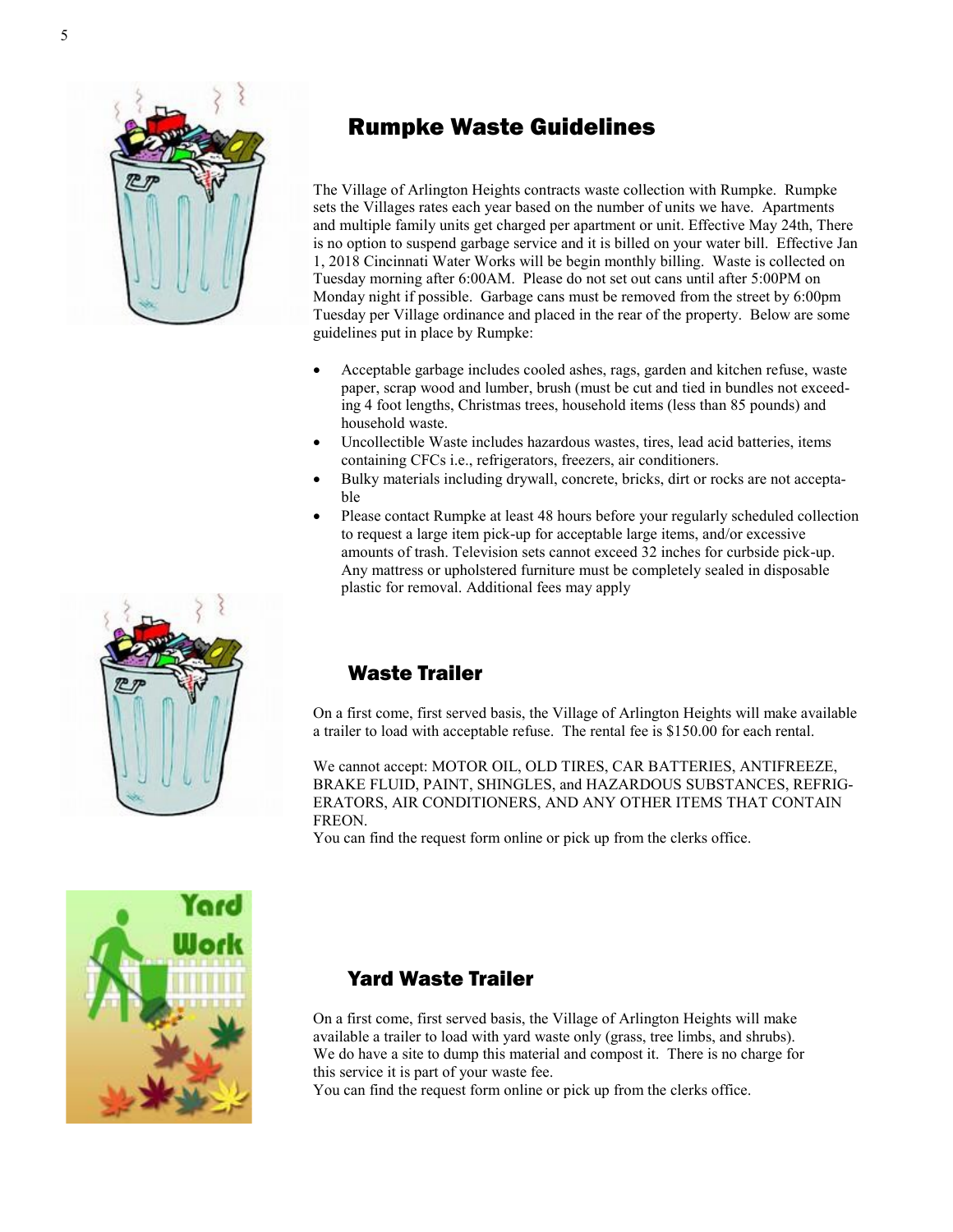## Rumpke Waste Guidelines

The Village of Arlington Heights contracts waste collection with Rumpke. Rumpke sets the Villages rates each year based on the number of units we have. Apartments and multiple family units get charged per apartment or unit. Effective May 24th, There is no option to suspend garbage service and it is billed on your water bill. Effective Jan 1, 2018 Cincinnati Water Works will be begin monthly billing. Waste is collected on Tuesday morning after 6:00AM. Please do not set out cans until after 5:00PM on Monday night if possible. Garbage cans must be removed from the street by 6:00pm Tuesday per Village ordinance and placed in the rear of the property. Below are some guidelines put in place by Rumpke:

- Acceptable garbage includes cooled ashes, rags, garden and kitchen refuse, waste paper, scrap wood and lumber, brush (must be cut and tied in bundles not exceeding 4 foot lengths, Christmas trees, household items (less than 85 pounds) and household waste.
- Uncollectible Waste includes hazardous wastes, tires, lead acid batteries, items containing CFCs i.e., refrigerators, freezers, air conditioners.
- Bulky materials including drywall, concrete, bricks, dirt or rocks are not acceptable
- Please contact Rumpke at least 48 hours before your regularly scheduled collection to request a large item pick-up for acceptable large items, and/or excessive amounts of trash. Television sets cannot exceed 32 inches for curbside pick-up. Any mattress or upholstered furniture must be completely sealed in disposable plastic for removal. Additional fees may apply

## Waste Trailer

On a first come, first served basis, the Village of Arlington Heights will make available a trailer to load with acceptable refuse. The rental fee is $150.00 for each rental.

We cannot accept: MOTOR OIL, OLD TIRES, CAR BATTERIES, ANTIFREEZE, BRAKE FLUID, PAINT, SHINGLES, and HAZARDOUS SUBSTANCES, REFRIGERATORS, AIR CONDITIONERS, AND ANY OTHER ITEMS THAT CONTAIN FREON.
You can find the request form online or pick up from the clerks office.

## Yard Waste Trailer

On a first come, first served basis, the Village of Arlington Heights will make available a trailer to load with yard waste only (grass, tree limbs, and shrubs). We do have a site to dump this material and compost it. There is no charge for this service it is part of your waste fee.
You can find the request form online or pick up from the clerks office.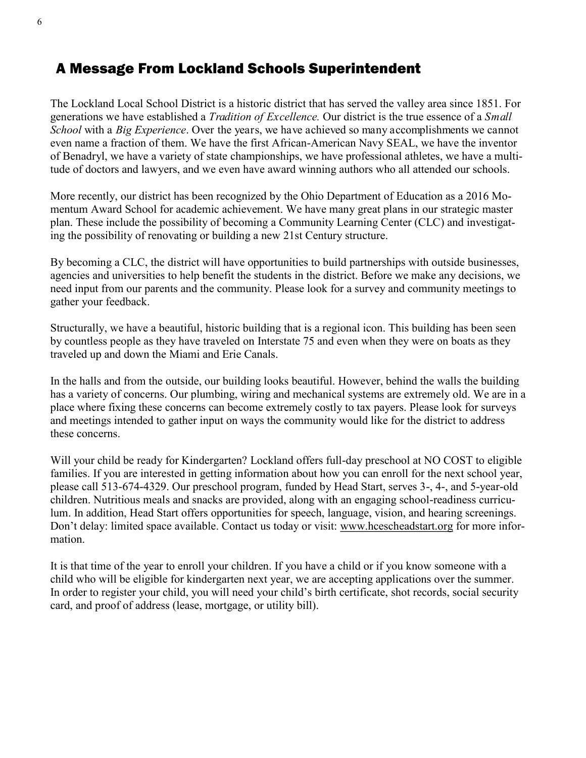## A Message From Lockland Schools Superintendent

The Lockland Local School District is a historic district that has served the valley area since 1851. For generations we have established a *Tradition of Excellence.* Our district is the true essence of a *Small School* with a *Big Experience*. Over the years, we have achieved so many accomplishments we cannot even name a fraction of them. We have the first African-American Navy SEAL, we have the inventor of Benadryl, we have a variety of state championships, we have professional athletes, we have a multitude of doctors and lawyers, and we even have award winning authors who all attended our schools.

More recently, our district has been recognized by the Ohio Department of Education as a 2016 Momentum Award School for academic achievement. We have many great plans in our strategic master plan. These include the possibility of becoming a Community Learning Center (CLC) and investigating the possibility of renovating or building a new 21st Century structure.

By becoming a CLC, the district will have opportunities to build partnerships with outside businesses, agencies and universities to help benefit the students in the district. Before we make any decisions, we need input from our parents and the community. Please look for a survey and community meetings to gather your feedback.

Structurally, we have a beautiful, historic building that is a regional icon. This building has been seen by countless people as they have traveled on Interstate 75 and even when they were on boats as they traveled up and down the Miami and Erie Canals.

In the halls and from the outside, our building looks beautiful. However, behind the walls the building has a variety of concerns. Our plumbing, wiring and mechanical systems are extremely old. We are in a place where fixing these concerns can become extremely costly to tax payers. Please look for surveys and meetings intended to gather input on ways the community would like for the district to address these concerns.

Will your child be ready for Kindergarten? Lockland offers full-day preschool at NO COST to eligible families. If you are interested in getting information about how you can enroll for the next school year, please call 513-674-4329. Our preschool program, funded by Head Start, serves 3-, 4-, and 5-year-old children. Nutritious meals and snacks are provided, along with an engaging school-readiness curriculum. In addition, Head Start offers opportunities for speech, language, vision, and hearing screenings. Don't delay: limited space available. Contact us today or visit: www.hcescheadstart.org for more information.

It is that time of the year to enroll your children. If you have a child or if you know someone with a child who will be eligible for kindergarten next year, we are accepting applications over the summer. In order to register your child, you will need your child's birth certificate, shot records, social security card, and proof of address (lease, mortgage, or utility bill).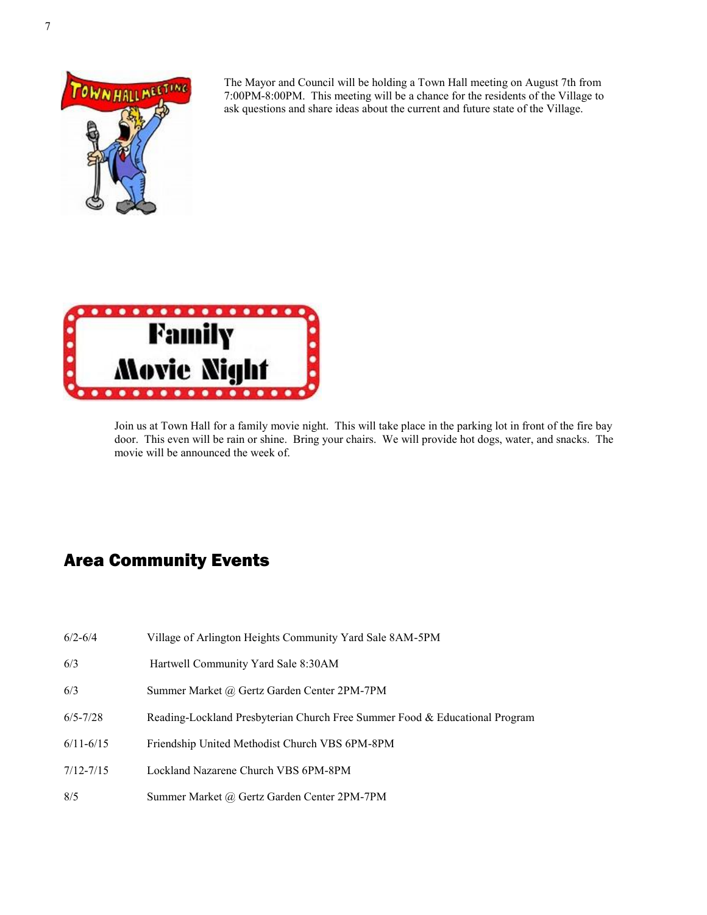The Mayor and Council will be holding a Town Hall meeting on August 7th from 7:00PM-8:00PM. This meeting will be a chance for the residents of the Village to ask questions and share ideas about the current and future state of the Village.

Join us at Town Hall for a family movie night. This will take place in the parking lot in front of the fire bay door. This even will be rain or shine. Bring your chairs. We will provide hot dogs, water, and snacks. The movie will be announced the week of.

## Area Community Events

| | |
|---|---|
| 6/2-6/4 | Village of Arlington Heights Community Yard Sale 8AM-5PM |
| 6/3 | Hartwell Community Yard Sale 8:30AM |
| 6/3 | Summer Market @ Gertz Garden Center 2PM-7PM |
| 6/5-7/28 | Reading-Lockland Presbyterian Church Free Summer Food & Educational Program |
| 6/11-6/15 | Friendship United Methodist Church VBS 6PM-8PM |
| 7/12-7/15 | Lockland Nazarene Church VBS 6PM-8PM |
| 8/5 | Summer Market @ Gertz Garden Center 2PM-7PM |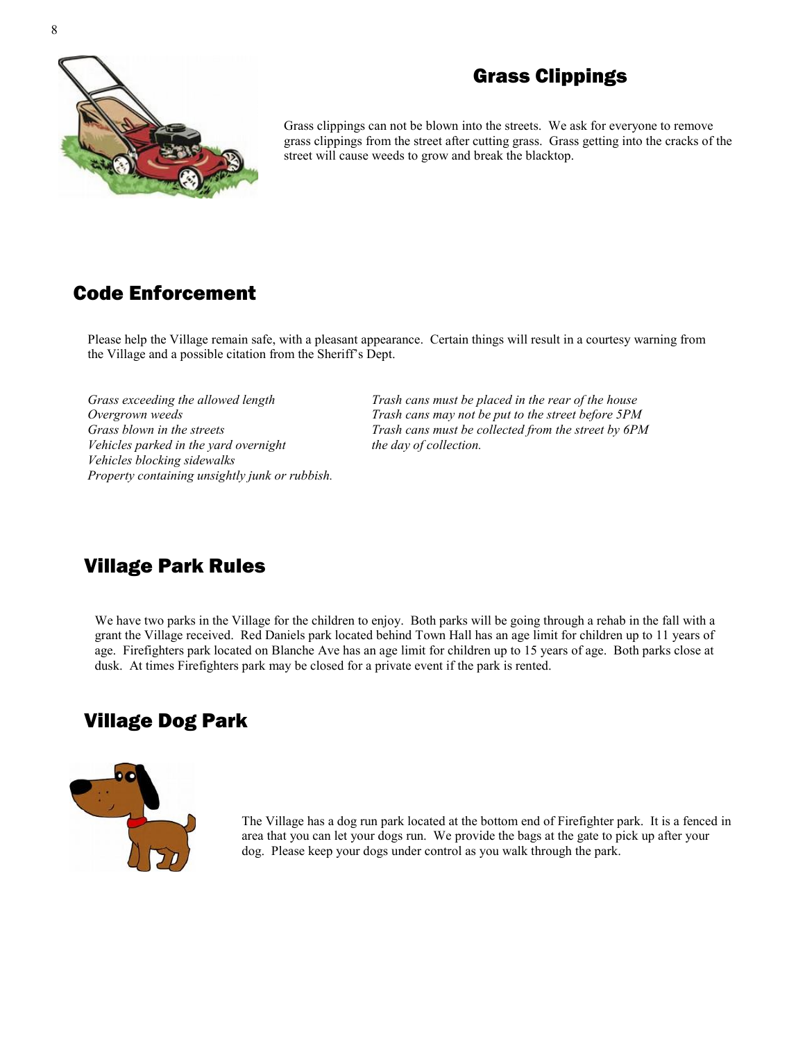## Grass Clippings

Grass clippings can not be blown into the streets. We ask for everyone to remove grass clippings from the street after cutting grass. Grass getting into the cracks of the street will cause weeds to grow and break the blacktop.

## Code Enforcement

Please help the Village remain safe, with a pleasant appearance. Certain things will result in a courtesy warning from the Village and a possible citation from the Sheriff's Dept.

*Grass exceeding the allowed length*
*Overgrown weeds*
*Grass blown in the streets*
*Vehicles parked in the yard overnight*
*Vehicles blocking sidewalks*
*Property containing unsightly junk or rubbish.*

*Trash cans must be placed in the rear of the house*
*Trash cans may not be put to the street before 5PM*
*Trash cans must be collected from the street by 6PM the day of collection.*

## Village Park Rules

We have two parks in the Village for the children to enjoy. Both parks will be going through a rehab in the fall with a grant the Village received. Red Daniels park located behind Town Hall has an age limit for children up to 11 years of age. Firefighters park located on Blanche Ave has an age limit for children up to 15 years of age. Both parks close at dusk. At times Firefighters park may be closed for a private event if the park is rented.

## Village Dog Park

The Village has a dog run park located at the bottom end of Firefighter park. It is a fenced in area that you can let your dogs run. We provide the bags at the gate to pick up after your dog. Please keep your dogs under control as you walk through the park.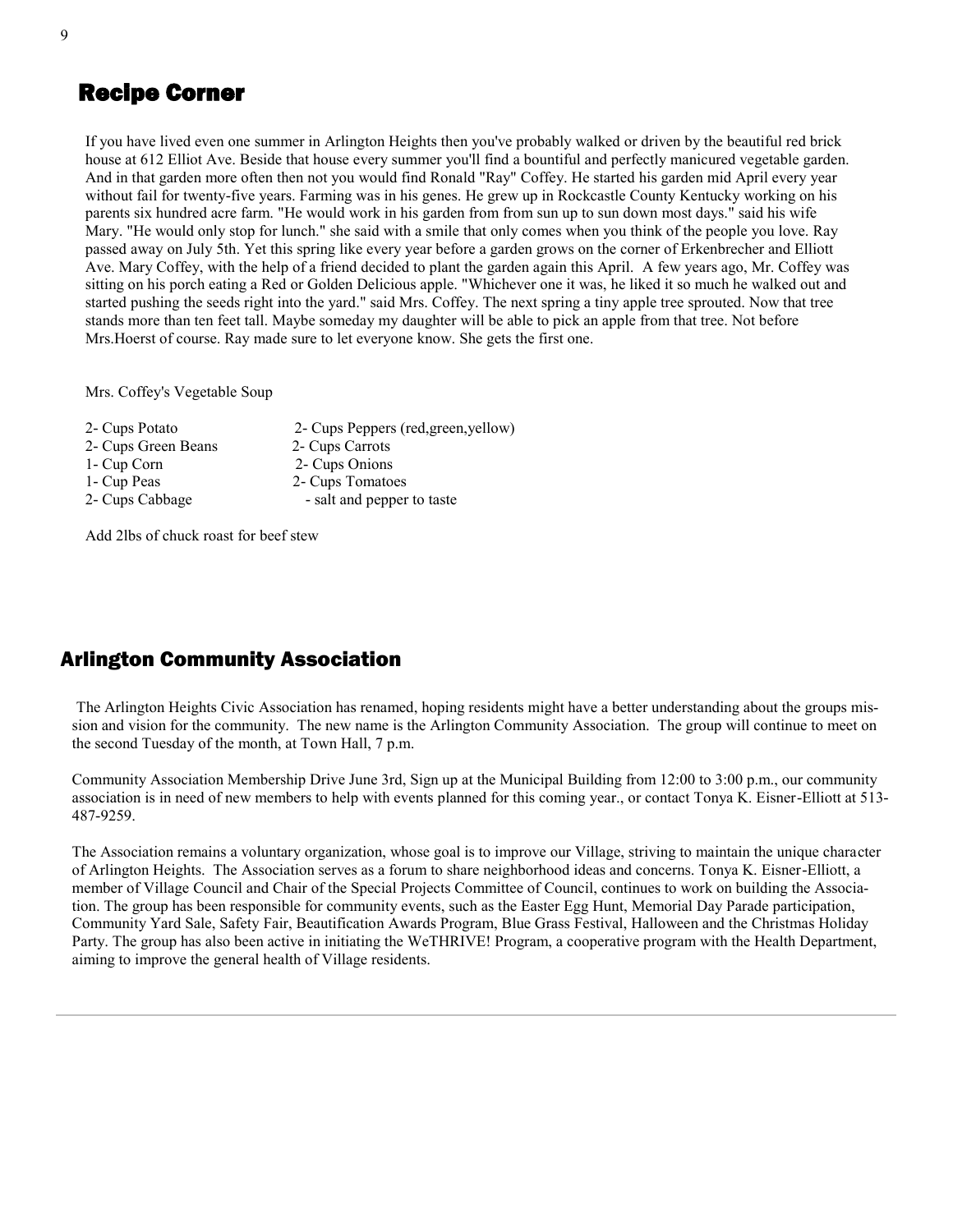## Recipe Corner

If you have lived even one summer in Arlington Heights then you've probably walked or driven by the beautiful red brick house at 612 Elliot Ave. Beside that house every summer you'll find a bountiful and perfectly manicured vegetable garden. And in that garden more often then not you would find Ronald "Ray" Coffey. He started his garden mid April every year without fail for twenty-five years. Farming was in his genes. He grew up in Rockcastle County Kentucky working on his parents six hundred acre farm. "He would work in his garden from from sun up to sun down most days." said his wife Mary. "He would only stop for lunch." she said with a smile that only comes when you think of the people you love. Ray passed away on July 5th. Yet this spring like every year before a garden grows on the corner of Erkenbrecher and Elliott Ave. Mary Coffey, with the help of a friend decided to plant the garden again this April. A few years ago, Mr. Coffey was sitting on his porch eating a Red or Golden Delicious apple. "Whichever one it was, he liked it so much he walked out and started pushing the seeds right into the yard." said Mrs. Coffey. The next spring a tiny apple tree sprouted. Now that tree stands more than ten feet tall. Maybe someday my daughter will be able to pick an apple from that tree. Not before Mrs.Hoerst of course. Ray made sure to let everyone know. She gets the first one.

Mrs. Coffey's Vegetable Soup

- 2- Cups Potato
- 2- Cups Green Beans
- 1- Cup Corn
- 1- Cup Peas
- 2- Cups Cabbage
- 2- Cups Peppers (red,green,yellow)
- 2- Cups Carrots
- 2- Cups Onions
- 2- Cups Tomatoes
- salt and pepper to taste

Add 2lbs of chuck roast for beef stew

## Arlington Community Association

The Arlington Heights Civic Association has renamed, hoping residents might have a better understanding about the groups mission and vision for the community. The new name is the Arlington Community Association. The group will continue to meet on the second Tuesday of the month, at Town Hall, 7 p.m.

Community Association Membership Drive June 3rd, Sign up at the Municipal Building from 12:00 to 3:00 p.m., our community association is in need of new members to help with events planned for this coming year., or contact Tonya K. Eisner-Elliott at 513-487-9259.

The Association remains a voluntary organization, whose goal is to improve our Village, striving to maintain the unique character of Arlington Heights. The Association serves as a forum to share neighborhood ideas and concerns. Tonya K. Eisner-Elliott, a member of Village Council and Chair of the Special Projects Committee of Council, continues to work on building the Association. The group has been responsible for community events, such as the Easter Egg Hunt, Memorial Day Parade participation, Community Yard Sale, Safety Fair, Beautification Awards Program, Blue Grass Festival, Halloween and the Christmas Holiday Party. The group has also been active in initiating the WeTHRIVE! Program, a cooperative program with the Health Department, aiming to improve the general health of Village residents.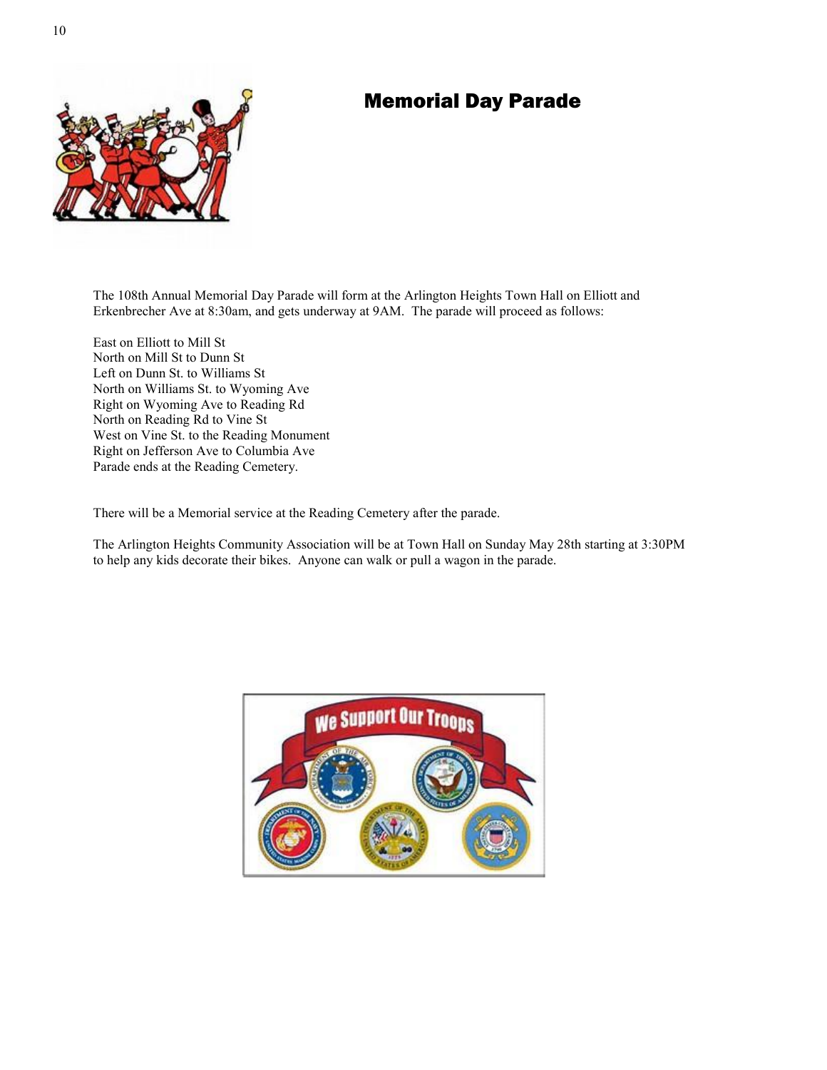# Memorial Day Parade

The 108th Annual Memorial Day Parade will form at the Arlington Heights Town Hall on Elliott and Erkenbrecher Ave at 8:30am, and gets underway at 9AM. The parade will proceed as follows:

East on Elliott to Mill St
North on Mill St to Dunn St
Left on Dunn St. to Williams St
North on Williams St. to Wyoming Ave
Right on Wyoming Ave to Reading Rd
North on Reading Rd to Vine St
West on Vine St. to the Reading Monument
Right on Jefferson Ave to Columbia Ave
Parade ends at the Reading Cemetery.

There will be a Memorial service at the Reading Cemetery after the parade.

The Arlington Heights Community Association will be at Town Hall on Sunday May 28th starting at 3:30PM to help any kids decorate their bikes. Anyone can walk or pull a wagon in the parade.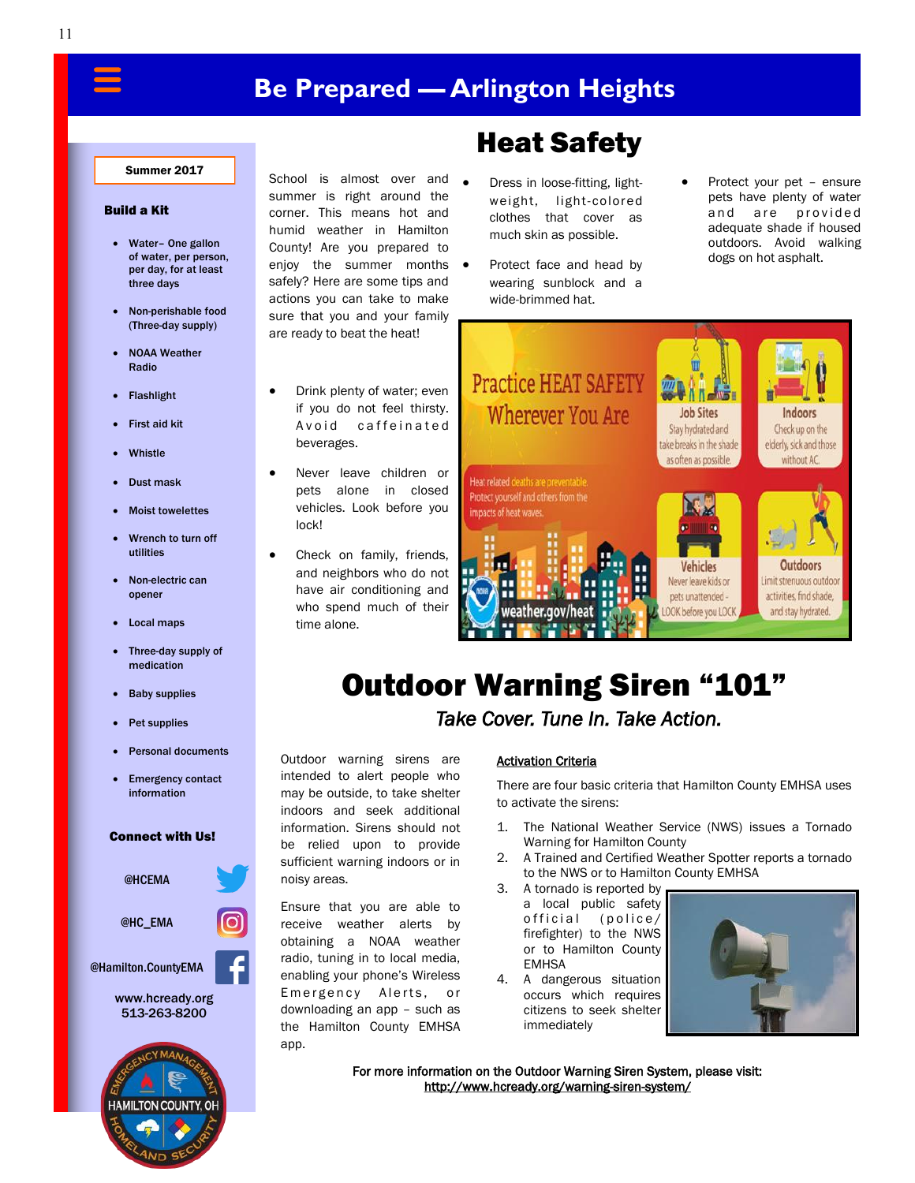# Be Prepared — Arlington Heights

**Summer 2017**

### Build a Kit

- Water– One gallon of water, per person, per day, for at least three days
- Non-perishable food (Three-day supply)
- NOAA Weather Radio
- Flashlight
- First aid kit
- Whistle
- Dust mask
- Moist towelettes
- Wrench to turn off utilities
- Non-electric can opener
- Local maps
- Three-day supply of medication
- Baby supplies
- Pet supplies
- Personal documents
- Emergency contact information

### Connect with Us!

@HCEMA

@HC_EMA

@Hamilton.CountyEMA

www.hcready.org
513-263-8200

# Heat Safety

School is almost over and summer is right around the corner. This means hot and humid weather in Hamilton County! Are you prepared to enjoy the summer months safely? Here are some tips and actions you can take to make sure that you and your family are ready to beat the heat!

- Drink plenty of water; even if you do not feel thirsty. Avoid caffeinated beverages.
- Never leave children or pets alone in closed vehicles. Look before you lock!
- Check on family, friends, and neighbors who do not have air conditioning and who spend much of their time alone.
- Dress in loose-fitting, light-weight, light-colored clothes that cover as much skin as possible.
- Protect face and head by wearing sunblock and a wide-brimmed hat.
- Protect your pet – ensure pets have plenty of water and are provided adequate shade if housed outdoors. Avoid walking dogs on hot asphalt.

# Outdoor Warning Siren "101"

*Take Cover. Tune In. Take Action.*

Outdoor warning sirens are intended to alert people who may be outside, to take shelter indoors and seek additional information. Sirens should not be relied upon to provide sufficient warning indoors or in noisy areas.

Ensure that you are able to receive weather alerts by obtaining a NOAA weather radio, tuning in to local media, enabling your phone's Wireless Emergency Alerts, or downloading an app – such as the Hamilton County EMHSA app.

**Activation Criteria**

There are four basic criteria that Hamilton County EMHSA uses to activate the sirens:

1. The National Weather Service (NWS) issues a Tornado Warning for Hamilton County
2. A Trained and Certified Weather Spotter reports a tornado to the NWS or to Hamilton County EMHSA
3. A tornado is reported by a local public safety official (police/firefighter) to the NWS or to Hamilton County EMHSA
4. A dangerous situation occurs which requires citizens to seek shelter immediately

**For more information on the Outdoor Warning Siren System, please visit: http://www.hcready.org/warning-siren-system/**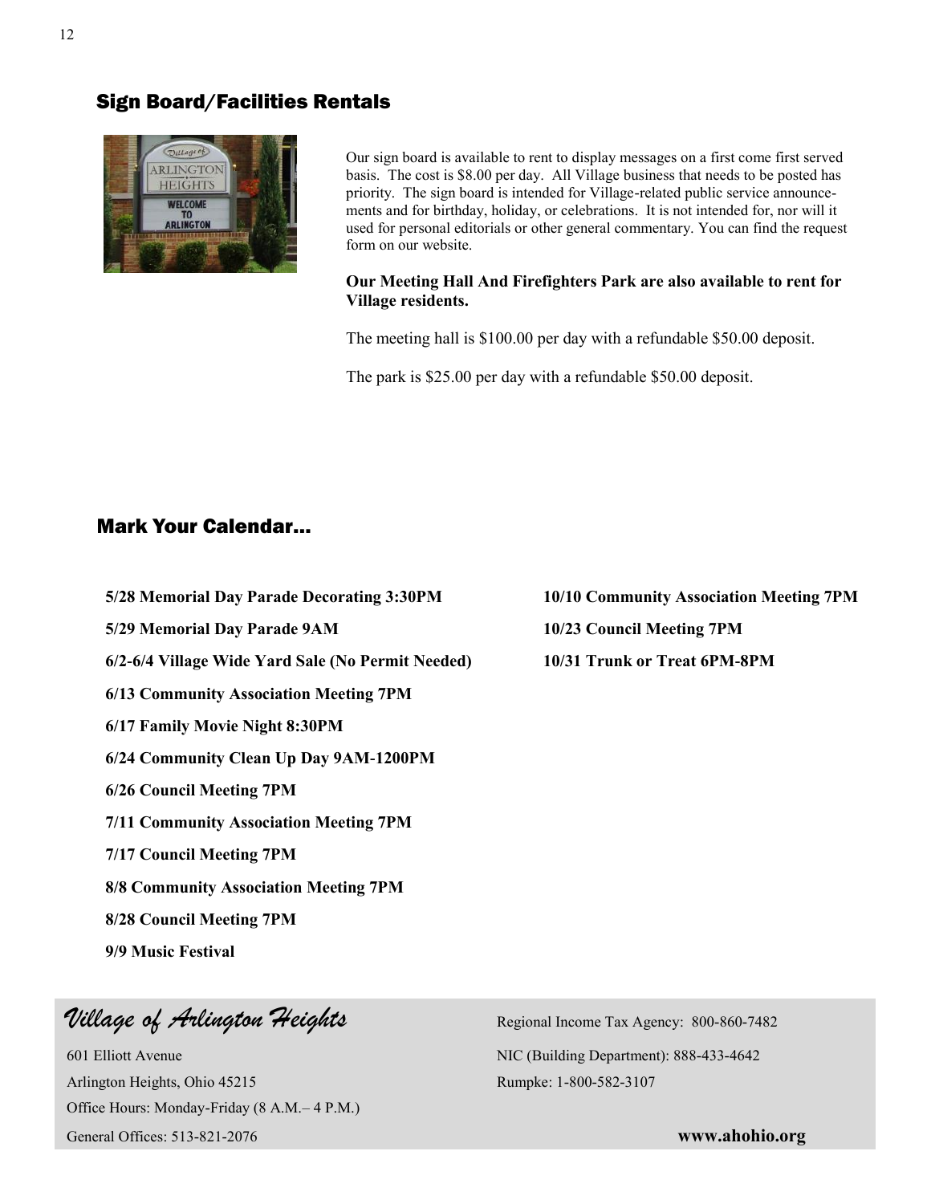## Sign Board/Facilities Rentals

Our sign board is available to rent to display messages on a first come first served basis. The cost is $8.00 per day. All Village business that needs to be posted has priority. The sign board is intended for Village-related public service announcements and for birthday, holiday, or celebrations. It is not intended for, nor will it used for personal editorials or other general commentary. You can find the request form on our website.

**Our Meeting Hall And Firefighters Park are also available to rent for Village residents.**

The meeting hall is $100.00 per day with a refundable $50.00 deposit.

The park is $25.00 per day with a refundable $50.00 deposit.

## Mark Your Calendar…

**5/28 Memorial Day Parade Decorating 3:30PM**

**5/29 Memorial Day Parade 9AM**

**6/2-6/4 Village Wide Yard Sale (No Permit Needed)**

**6/13 Community Association Meeting 7PM**

**6/17 Family Movie Night 8:30PM**

**6/24 Community Clean Up Day 9AM-1200PM**

**6/26 Council Meeting 7PM**

**7/11 Community Association Meeting 7PM**

**7/17 Council Meeting 7PM**

**8/8 Community Association Meeting 7PM**

**8/28 Council Meeting 7PM**

**9/9 Music Festival**

**10/10 Community Association Meeting 7PM**

**10/23 Council Meeting 7PM**

**10/31 Trunk or Treat 6PM-8PM**

*Village of Arlington Heights*

601 Elliott Avenue

Arlington Heights, Ohio 45215

Office Hours: Monday-Friday (8 A.M.– 4 P.M.)

General Offices: 513-821-2076

Regional Income Tax Agency: 800-860-7482

NIC (Building Department): 888-433-4642

Rumpke: 1-800-582-3107

**www.ahohio.org**